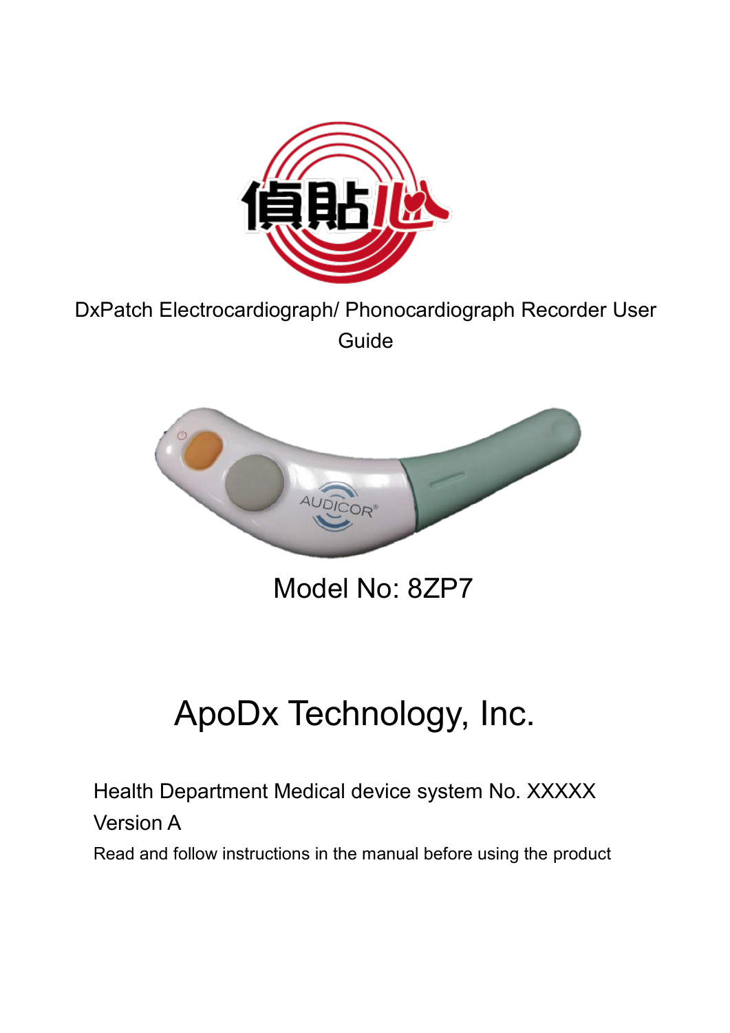偵貼心

DxPatch Electrocardiograph/ Phonocardiograph Recorder User Guide

AUDICOR®

Model No: 8ZP7

# ApoDx Technology, Inc.

Health Department Medical device system No. XXXXX

Version A

Read and follow instructions in the manual before using the product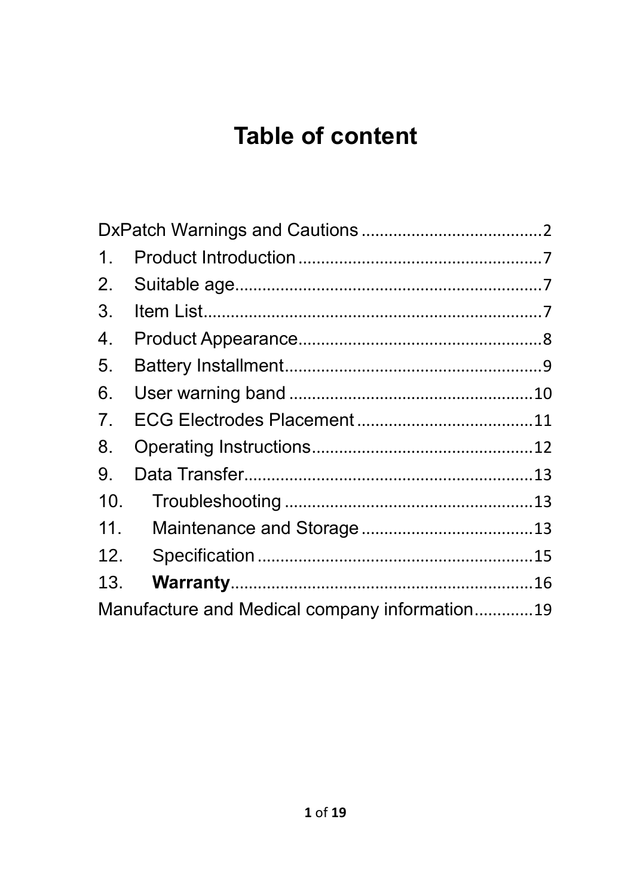# Table of content

DxPatch Warnings and Cautions........................................2
1. Product Introduction......................................................7
2. Suitable age....................................................................7
3. Item List..........................................................................7
4. Product Appearance.......................................................8
5. Battery Installment..........................................................9
6. User warning band.......................................................10
7. ECG Electrodes Placement.........................................11
8. Operating Instructions..................................................12
9. Data Transfer.................................................................13
10. Troubleshooting.......................................................13
11. Maintenance and Storage.......................................13
12. Specification.............................................................15
13. **Warranty**....................................................................16

Manufacture and Medical company information............19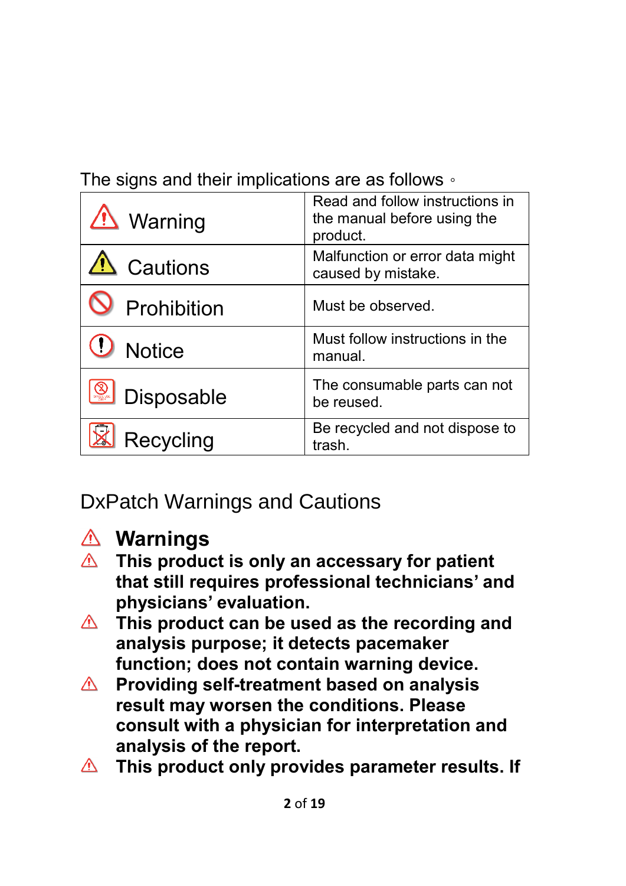The signs and their implications are as follows。

| Sign | Implication |
| --- | --- |
| ⚠ Warning | Read and follow instructions in the manual before using the product. |
| ⚠ Cautions | Malfunction or error data might caused by mistake. |
| 🚫 Prohibition | Must be observed. |
| ❗ Notice | Must follow instructions in the manual. |
| Disposable | The consumable parts can not be reused. |
| Recycling | Be recycled and not dispose to trash. |

## DxPatch Warnings and Cautions

### ⚠ Warnings

- ⚠ **This product is only an accessary for patient that still requires professional technicians' and physicians' evaluation.**
- ⚠ **This product can be used as the recording and analysis purpose; it detects pacemaker function; does not contain warning device.**
- ⚠ **Providing self-treatment based on analysis result may worsen the conditions. Please consult with a physician for interpretation and analysis of the report.**
- ⚠ **This product only provides parameter results. If**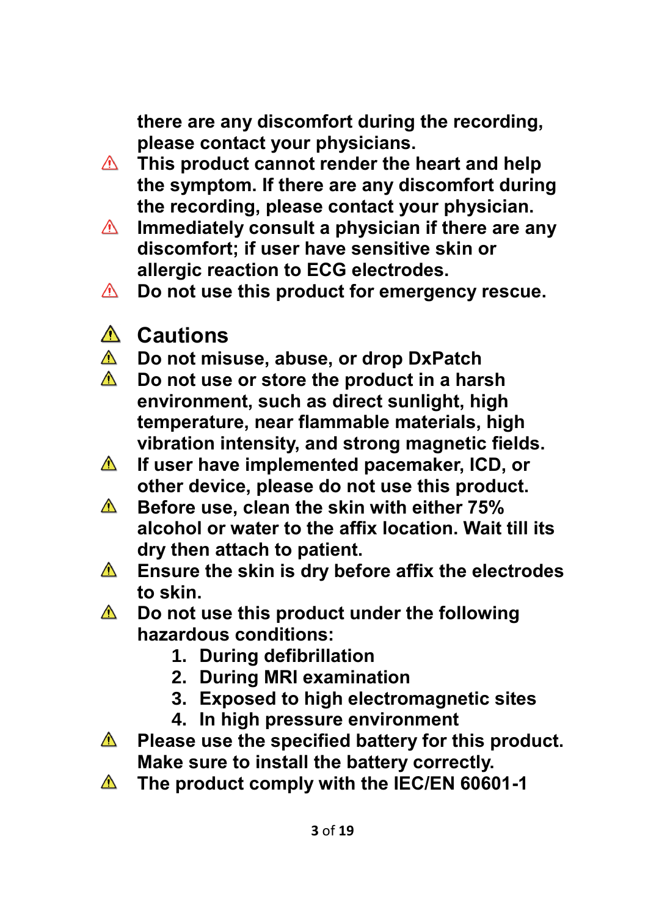there are any discomfort during the recording, please contact your physicians.

- ⚠ This product cannot render the heart and help the symptom. If there are any discomfort during the recording, please contact your physician.
- ⚠ Immediately consult a physician if there are any discomfort; if user have sensitive skin or allergic reaction to ECG electrodes.
- ⚠ Do not use this product for emergency rescue.

## ⚠ Cautions

- ⚠ Do not misuse, abuse, or drop DxPatch
- ⚠ Do not use or store the product in a harsh environment, such as direct sunlight, high temperature, near flammable materials, high vibration intensity, and strong magnetic fields.
- ⚠ If user have implemented pacemaker, ICD, or other device, please do not use this product.
- ⚠ Before use, clean the skin with either 75% alcohol or water to the affix location. Wait till its dry then attach to patient.
- ⚠ Ensure the skin is dry before affix the electrodes to skin.
- ⚠ Do not use this product under the following hazardous conditions:
  1. During defibrillation
  2. During MRI examination
  3. Exposed to high electromagnetic sites
  4. In high pressure environment
- ⚠ Please use the specified battery for this product. Make sure to install the battery correctly.
- ⚠ The product comply with the IEC/EN 60601-1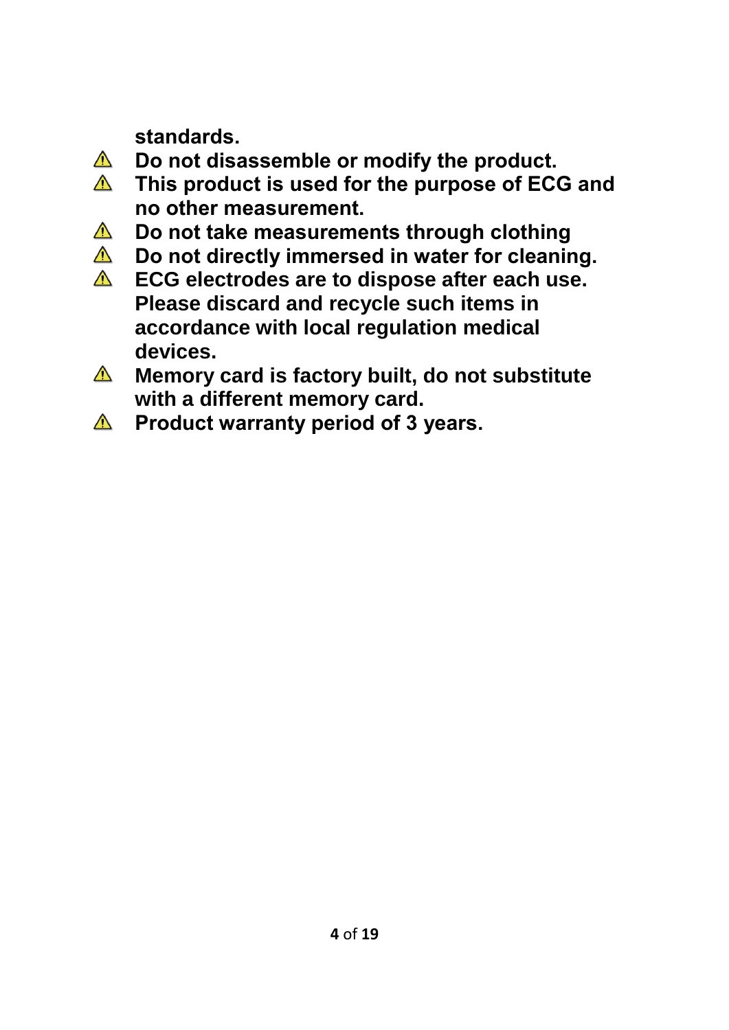**standards.**

- ⚠ **Do not disassemble or modify the product.**
- ⚠ **This product is used for the purpose of ECG and no other measurement.**
- ⚠ **Do not take measurements through clothing**
- ⚠ **Do not directly immersed in water for cleaning.**
- ⚠ **ECG electrodes are to dispose after each use. Please discard and recycle such items in accordance with local regulation medical devices.**
- ⚠ **Memory card is factory built, do not substitute with a different memory card.**
- ⚠ **Product warranty period of 3 years.**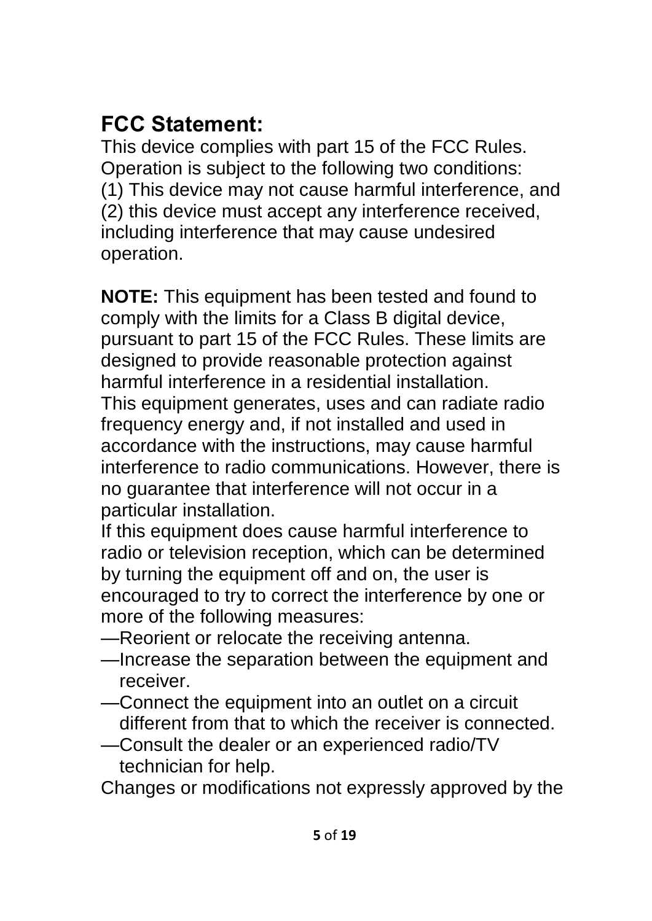## FCC Statement:

This device complies with part 15 of the FCC Rules. Operation is subject to the following two conditions:
(1) This device may not cause harmful interference, and
(2) this device must accept any interference received, including interference that may cause undesired operation.

**NOTE:** This equipment has been tested and found to comply with the limits for a Class B digital device, pursuant to part 15 of the FCC Rules. These limits are designed to provide reasonable protection against harmful interference in a residential installation.
This equipment generates, uses and can radiate radio frequency energy and, if not installed and used in accordance with the instructions, may cause harmful interference to radio communications. However, there is no guarantee that interference will not occur in a particular installation.
If this equipment does cause harmful interference to radio or television reception, which can be determined by turning the equipment off and on, the user is encouraged to try to correct the interference by one or more of the following measures:

—Reorient or relocate the receiving antenna.
—Increase the separation between the equipment and receiver.
—Connect the equipment into an outlet on a circuit different from that to which the receiver is connected.
—Consult the dealer or an experienced radio/TV technician for help.

Changes or modifications not expressly approved by the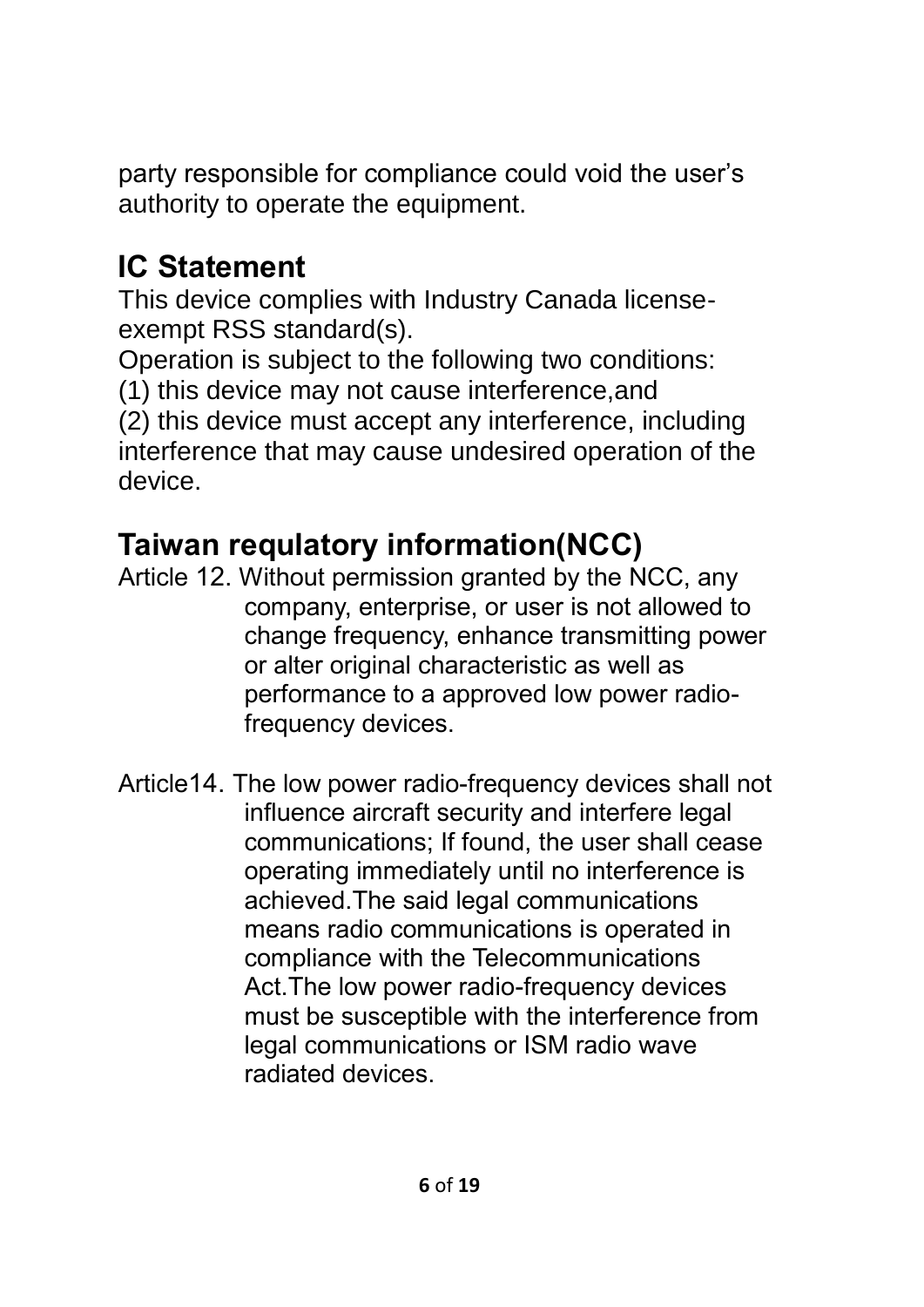party responsible for compliance could void the user's authority to operate the equipment.

## IC Statement

This device complies with Industry Canada license-exempt RSS standard(s).

Operation is subject to the following two conditions:

(1) this device may not cause interference,and

(2) this device must accept any interference, including interference that may cause undesired operation of the device.

## Taiwan requlatory information(NCC)

Article 12. Without permission granted by the NCC, any company, enterprise, or user is not allowed to change frequency, enhance transmitting power or alter original characteristic as well as performance to a approved low power radio-frequency devices.

Article14. The low power radio-frequency devices shall not influence aircraft security and interfere legal communications; If found, the user shall cease operating immediately until no interference is achieved.The said legal communications means radio communications is operated in compliance with the Telecommunications Act.The low power radio-frequency devices must be susceptible with the interference from legal communications or ISM radio wave radiated devices.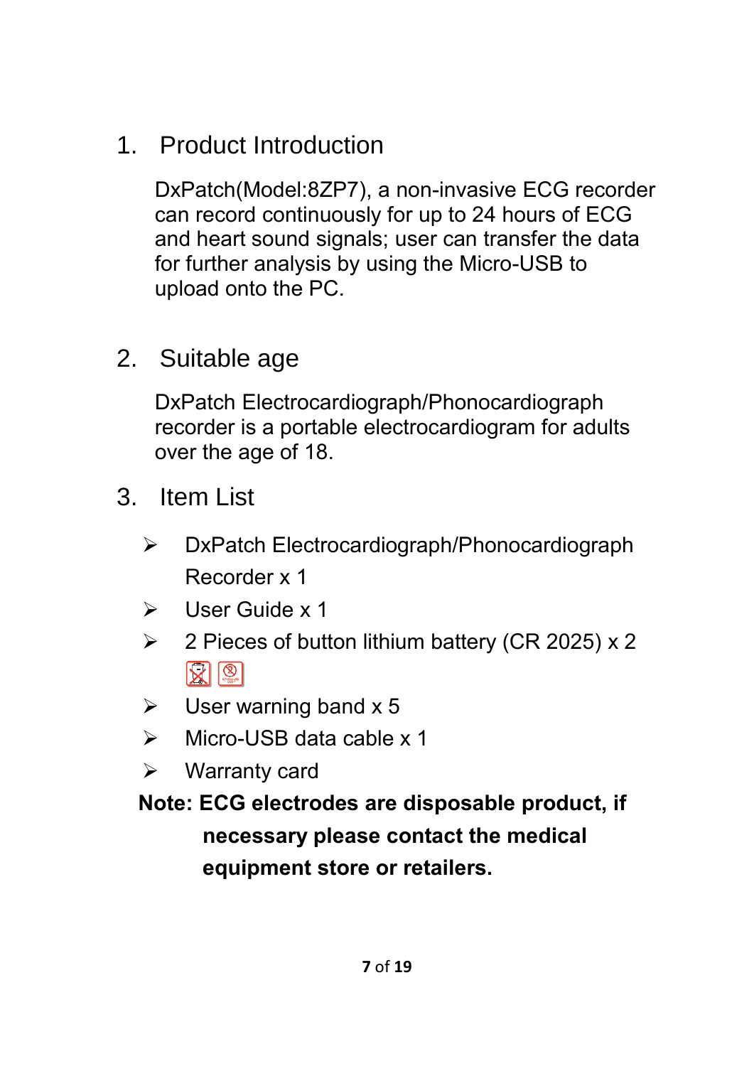## 1. Product Introduction

DxPatch(Model:8ZP7), a non-invasive ECG recorder can record continuously for up to 24 hours of ECG and heart sound signals; user can transfer the data for further analysis by using the Micro-USB to upload onto the PC.

## 2. Suitable age

DxPatch Electrocardiograph/Phonocardiograph recorder is a portable electrocardiogram for adults over the age of 18.

## 3. Item List

- DxPatch Electrocardiograph/Phonocardiograph Recorder x 1
- User Guide x 1
- 2 Pieces of button lithium battery (CR 2025) x 2
- User warning band x 5
- Micro-USB data cable x 1
- Warranty card

**Note: ECG electrodes are disposable product, if necessary please contact the medical equipment store or retailers.**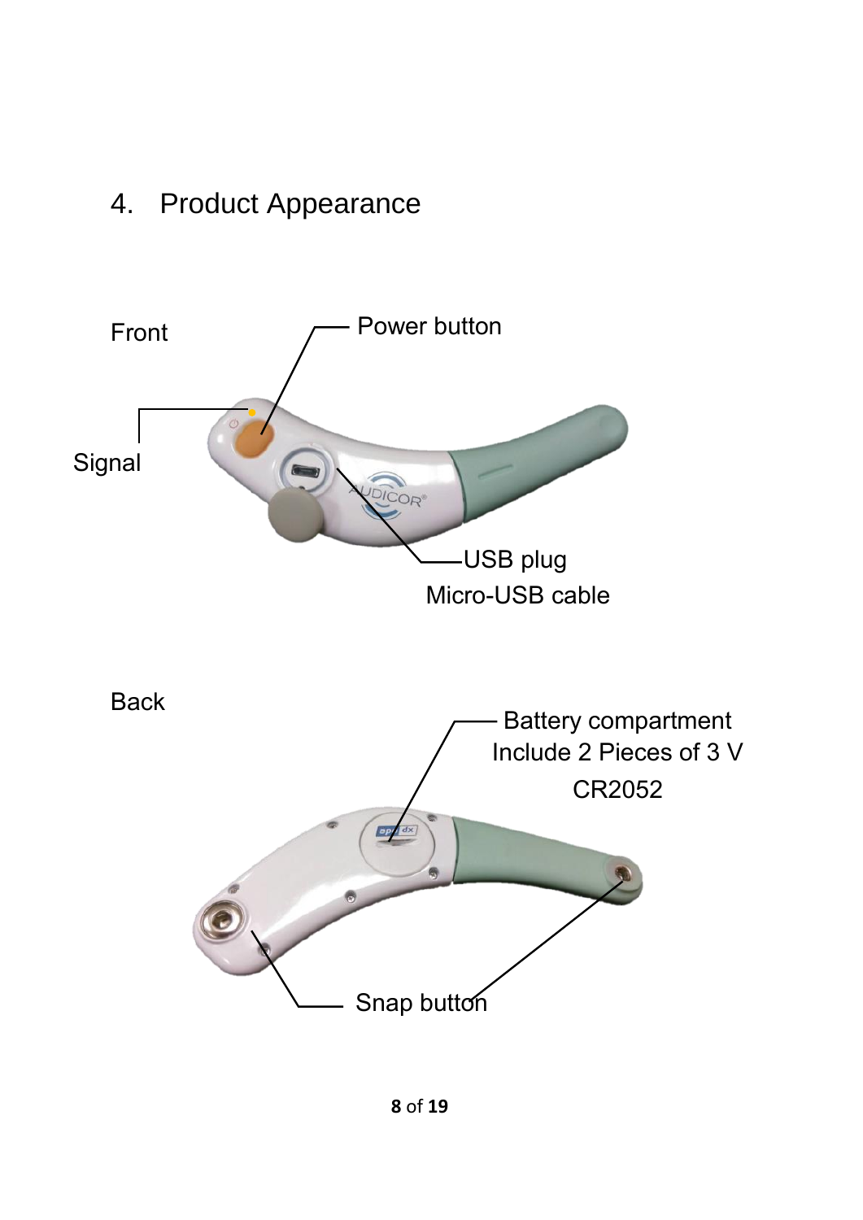## 4. Product Appearance

Front

Power button

Signal

USB plug

Micro-USB cable

Back

Battery compartment

Include 2 Pieces of 3 V

CR2052

Snap button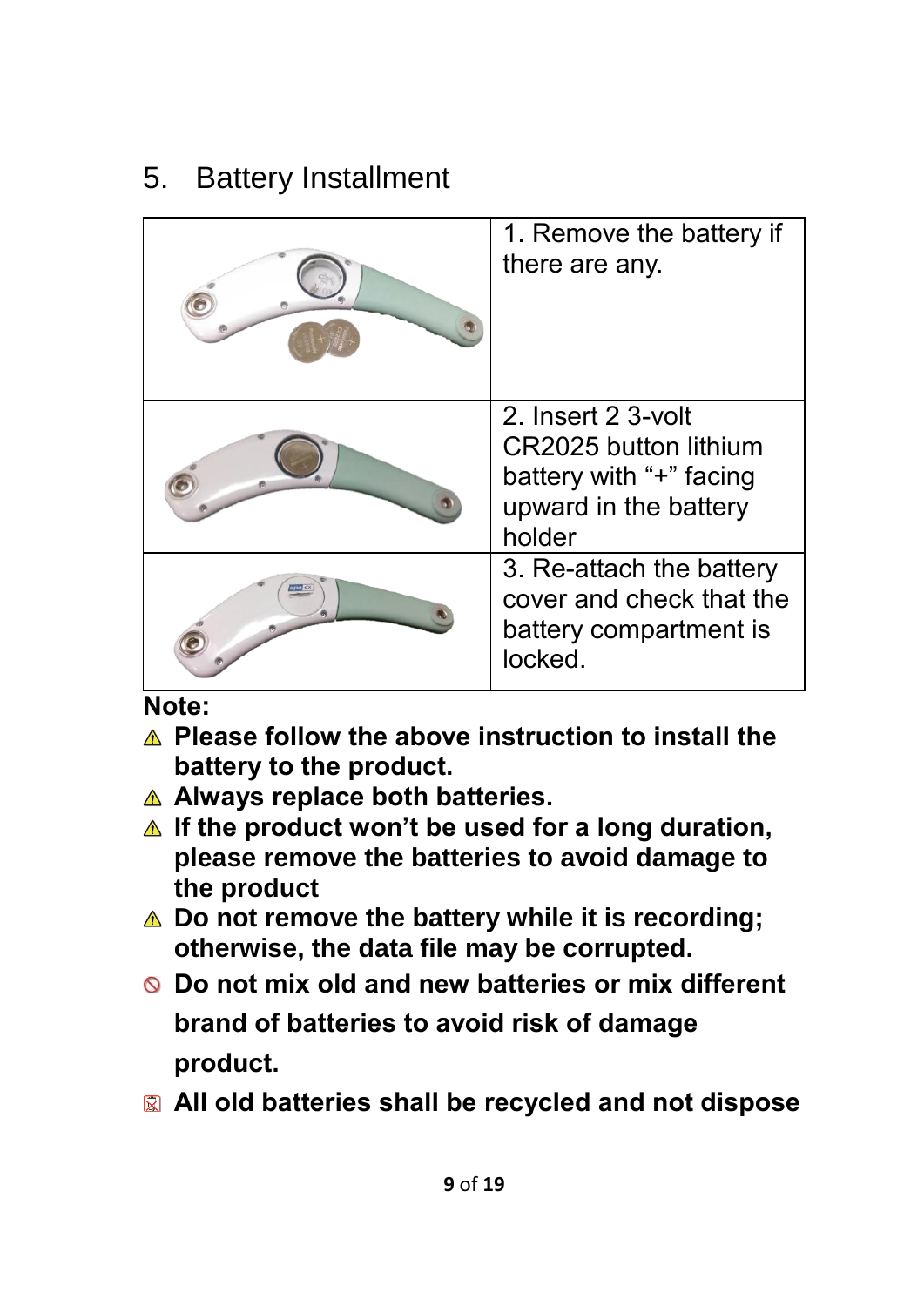## 5. Battery Installment

| | |
|---|---|
| | 1. Remove the battery if there are any. |
| | 2. Insert 2 3-volt CR2025 button lithium battery with "+" facing upward in the battery holder |
| | 3. Re-attach the battery cover and check that the battery compartment is locked. |

**Note:**

- ⚠ **Please follow the above instruction to install the battery to the product.**
- ⚠ **Always replace both batteries.**
- ⚠ **If the product won't be used for a long duration, please remove the batteries to avoid damage to the product**
- ⚠ **Do not remove the battery while it is recording; otherwise, the data file may be corrupted.**
- ⦸ **Do not mix old and new batteries or mix different brand of batteries to avoid risk of damage product.**
- **All old batteries shall be recycled and not dispose**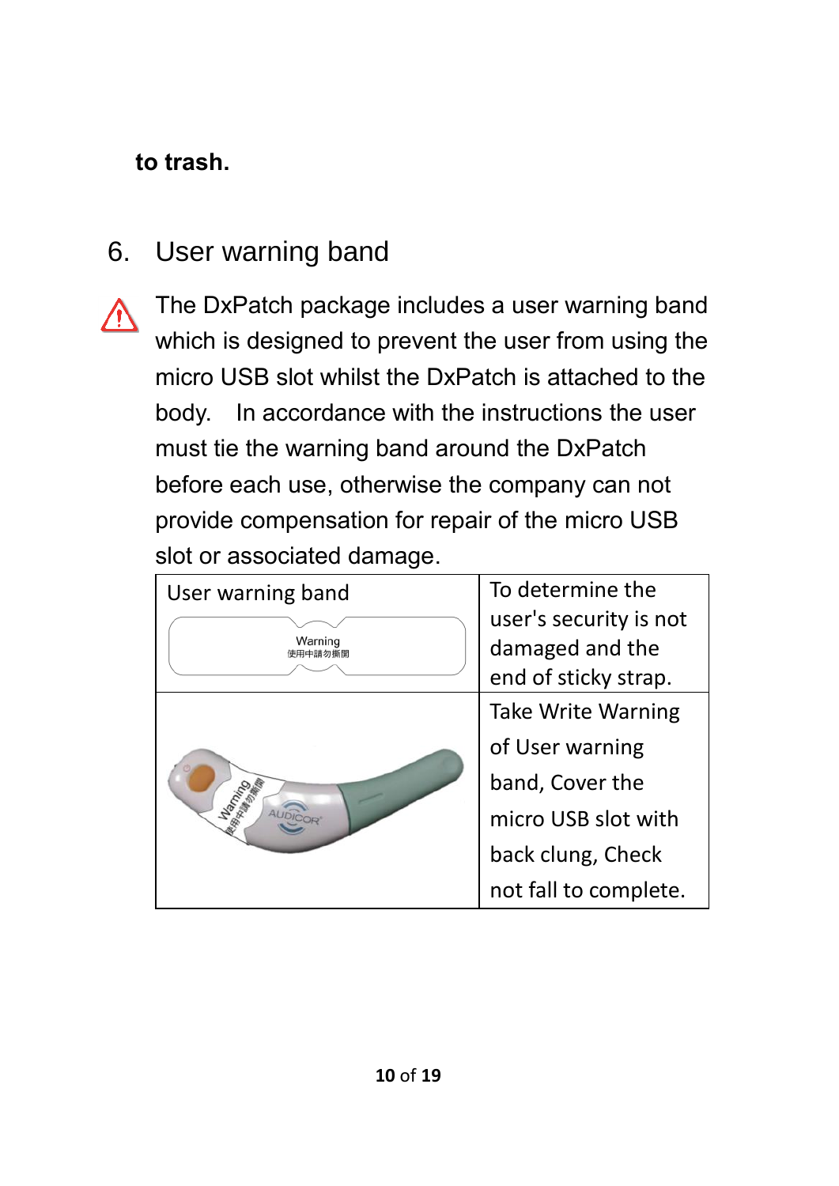**to trash.**

## 6. User warning band

⚠ The DxPatch package includes a user warning band which is designed to prevent the user from using the micro USB slot whilst the DxPatch is attached to the body.  In accordance with the instructions the user must tie the warning band around the DxPatch before each use, otherwise the company can not provide compensation for repair of the micro USB slot or associated damage.

| User warning band | To determine the user's security is not damaged and the end of sticky strap. |
|---|---|
| | Take Write Warning of User warning band, Cover the micro USB slot with back clung, Check not fall to complete. |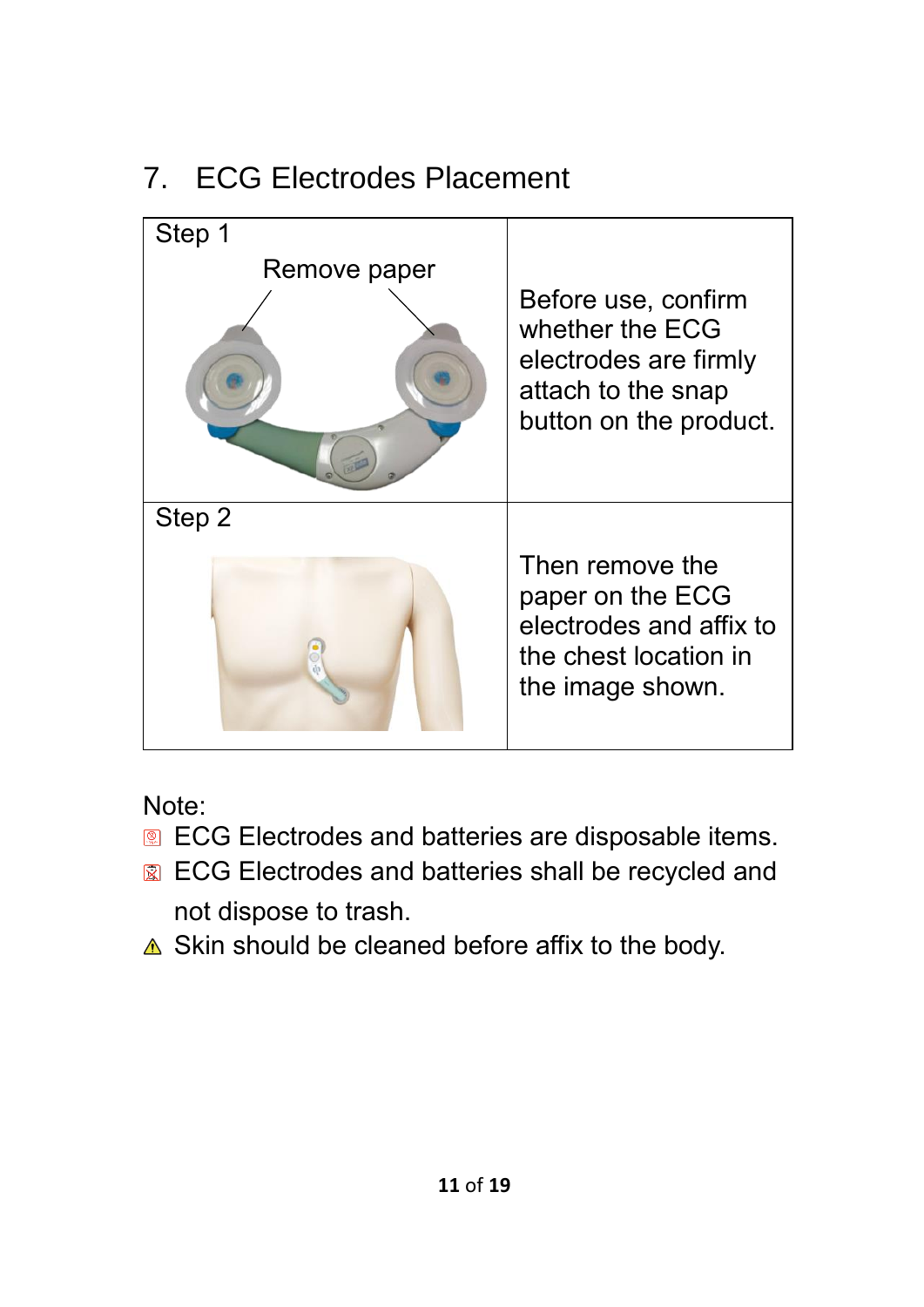## 7. ECG Electrodes Placement

| | |
|---|---|
| Step 1<br>Remove paper | Before use, confirm whether the ECG electrodes are firmly attach to the snap button on the product. |
| Step 2 | Then remove the paper on the ECG electrodes and affix to the chest location in the image shown. |

Note:

- ECG Electrodes and batteries are disposable items.
- ECG Electrodes and batteries shall be recycled and not dispose to trash.
- ⚠ Skin should be cleaned before affix to the body.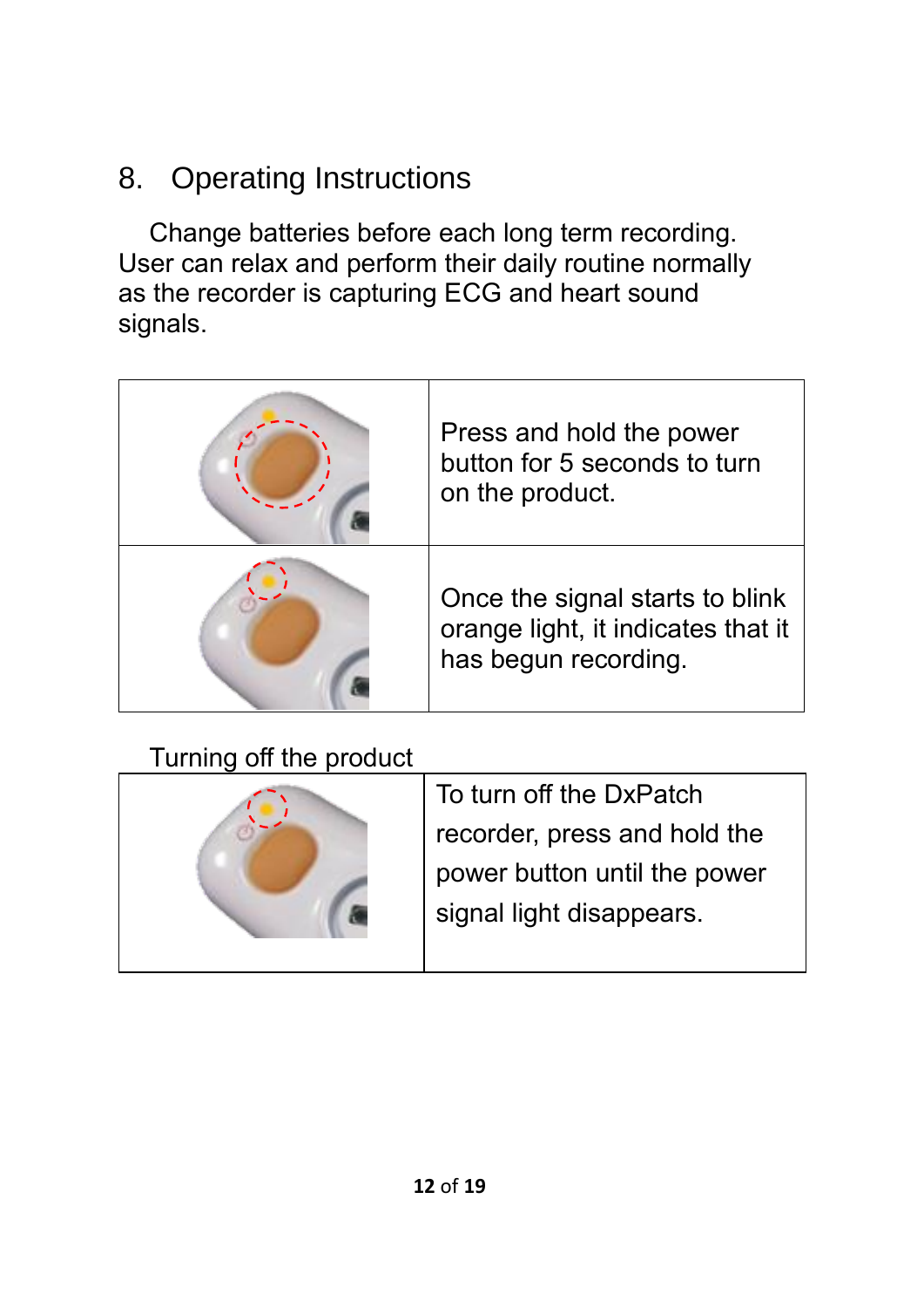## 8. Operating Instructions

Change batteries before each long term recording. User can relax and perform their daily routine normally as the recorder is capturing ECG and heart sound signals.

| | |
|---|---|
| | Press and hold the power button for 5 seconds to turn on the product. |
| | Once the signal starts to blink orange light, it indicates that it has begun recording. |

Turning off the product

| | |
|---|---|
| | To turn off the DxPatch recorder, press and hold the power button until the power signal light disappears. |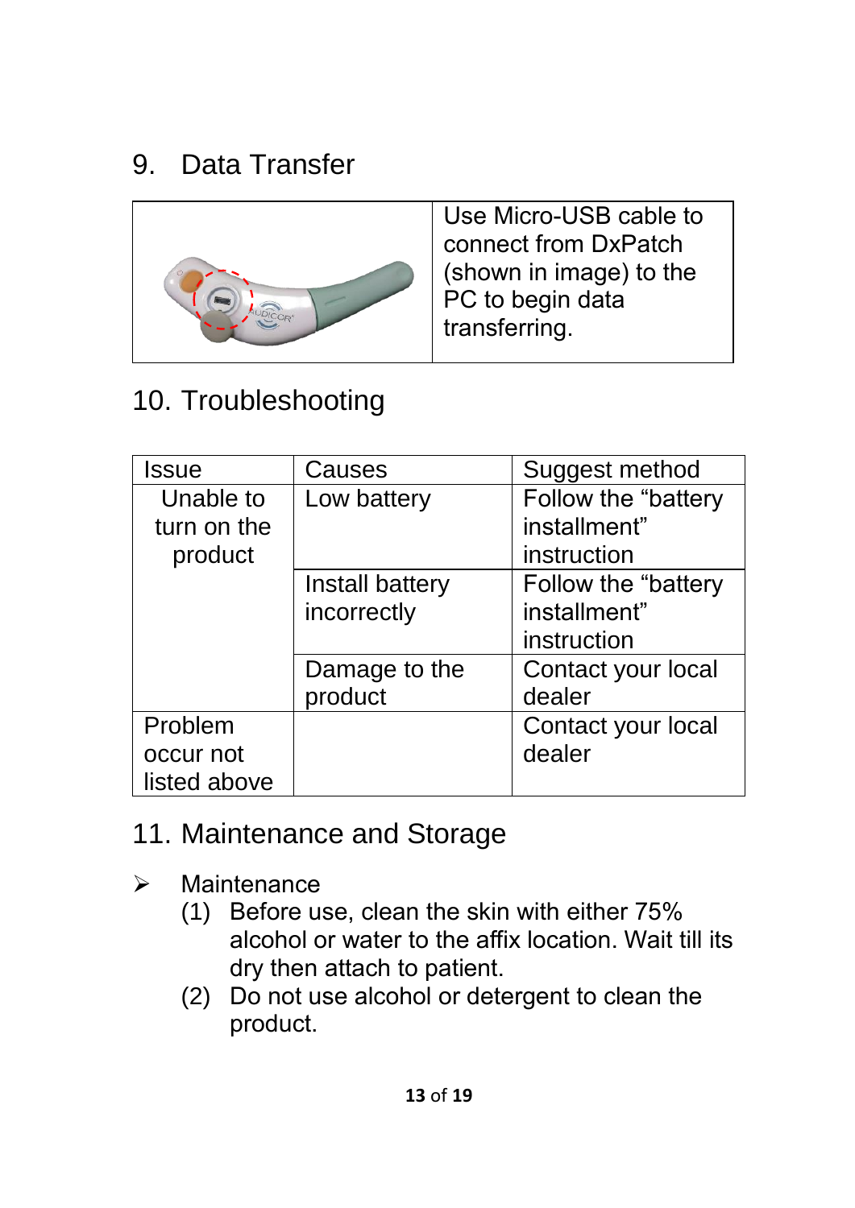## 9. Data Transfer

| | Use Micro-USB cable to connect from DxPatch (shown in image) to the PC to begin data transferring. |
|---|---|

## 10. Troubleshooting

| Issue | Causes | Suggest method |
|---|---|---|
| Unable to turn on the product | Low battery | Follow the “battery installment” instruction |
| | Install battery incorrectly | Follow the “battery installment” instruction |
| | Damage to the product | Contact your local dealer |
| Problem occur not listed above | | Contact your local dealer |

## 11. Maintenance and Storage

- Maintenance
  1. Before use, clean the skin with either 75% alcohol or water to the affix location. Wait till its dry then attach to patient.
  2. Do not use alcohol or detergent to clean the product.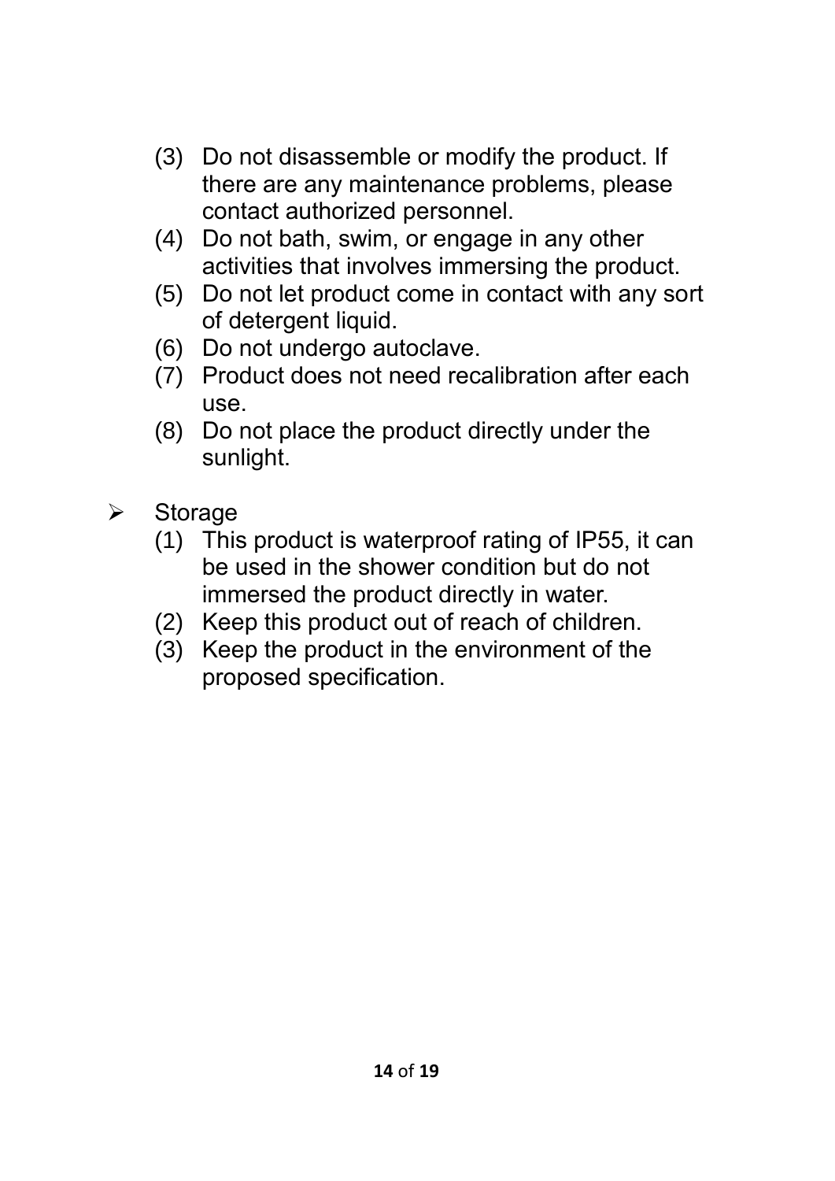(3) Do not disassemble or modify the product. If there are any maintenance problems, please contact authorized personnel.
(4) Do not bath, swim, or engage in any other activities that involves immersing the product.
(5) Do not let product come in contact with any sort of detergent liquid.
(6) Do not undergo autoclave.
(7) Product does not need recalibration after each use.
(8) Do not place the product directly under the sunlight.

- Storage
  (1) This product is waterproof rating of IP55, it can be used in the shower condition but do not immersed the product directly in water.
  (2) Keep this product out of reach of children.
  (3) Keep the product in the environment of the proposed specification.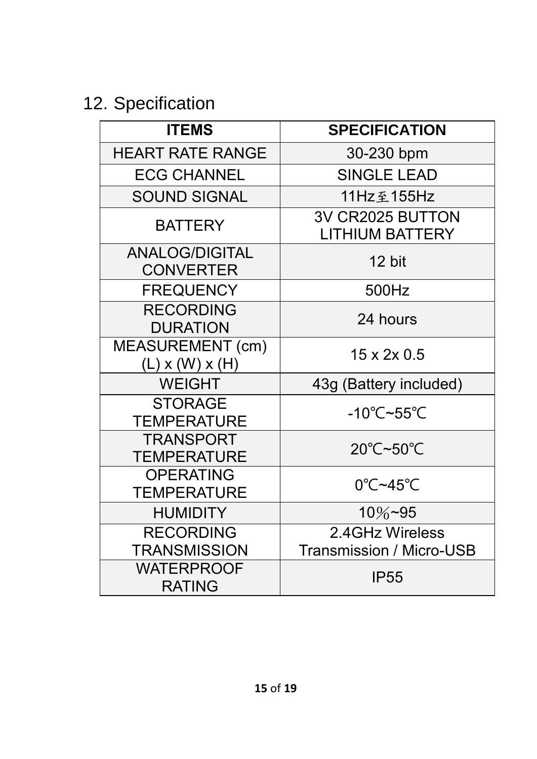## 12. Specification

| ITEMS | SPECIFICATION |
|---|---|
| HEART RATE RANGE | 30-230 bpm |
| ECG CHANNEL | SINGLE LEAD |
| SOUND SIGNAL | 11Hz至155Hz |
| BATTERY | 3V CR2025 BUTTON LITHIUM BATTERY |
| ANALOG/DIGITAL CONVERTER | 12 bit |
| FREQUENCY | 500Hz |
| RECORDING DURATION | 24 hours |
| MEASUREMENT (cm) (L) x (W) x (H) | 15 x 2x 0.5 |
| WEIGHT | 43g (Battery included) |
| STORAGE TEMPERATURE | -10℃~55℃ |
| TRANSPORT TEMPERATURE | 20℃~50℃ |
| OPERATING TEMPERATURE | 0℃~45℃ |
| HUMIDITY | 10％~95 |
| RECORDING TRANSMISSION | 2.4GHz Wireless Transmission / Micro-USB |
| WATERPROOF RATING | IP55 |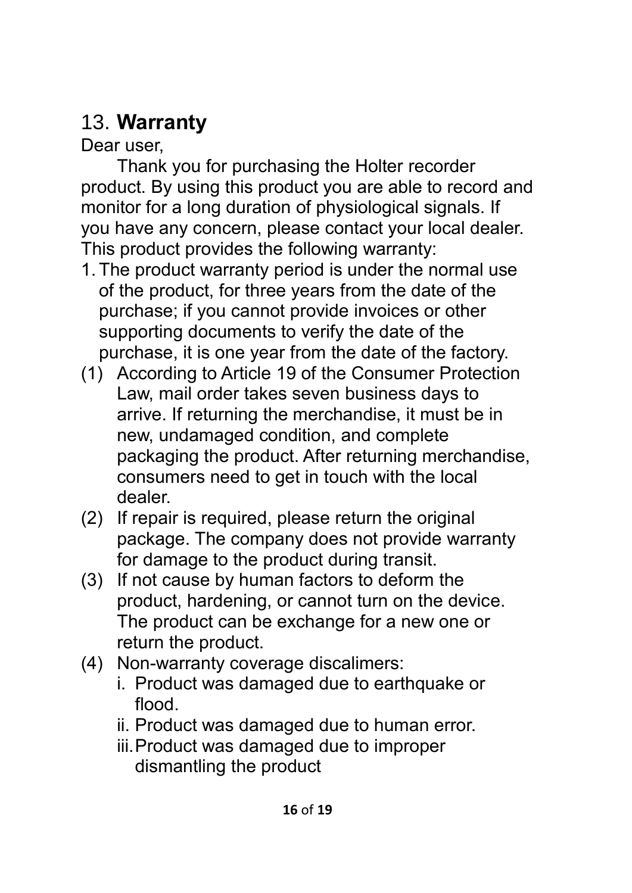# 13. **Warranty**

Dear user,

Thank you for purchasing the Holter recorder product. By using this product you are able to record and monitor for a long duration of physiological signals. If you have any concern, please contact your local dealer. This product provides the following warranty:

1. The product warranty period is under the normal use of the product, for three years from the date of the purchase; if you cannot provide invoices or other supporting documents to verify the date of the purchase, it is one year from the date of the factory.

(1) According to Article 19 of the Consumer Protection Law, mail order takes seven business days to arrive. If returning the merchandise, it must be in new, undamaged condition, and complete packaging the product. After returning merchandise, consumers need to get in touch with the local dealer.

(2) If repair is required, please return the original package. The company does not provide warranty for damage to the product during transit.

(3) If not cause by human factors to deform the product, hardening, or cannot turn on the device. The product can be exchange for a new one or return the product.

(4) Non-warranty coverage discalimers:

   i. Product was damaged due to earthquake or flood.

   ii. Product was damaged due to human error.

   iii. Product was damaged due to improper dismantling the product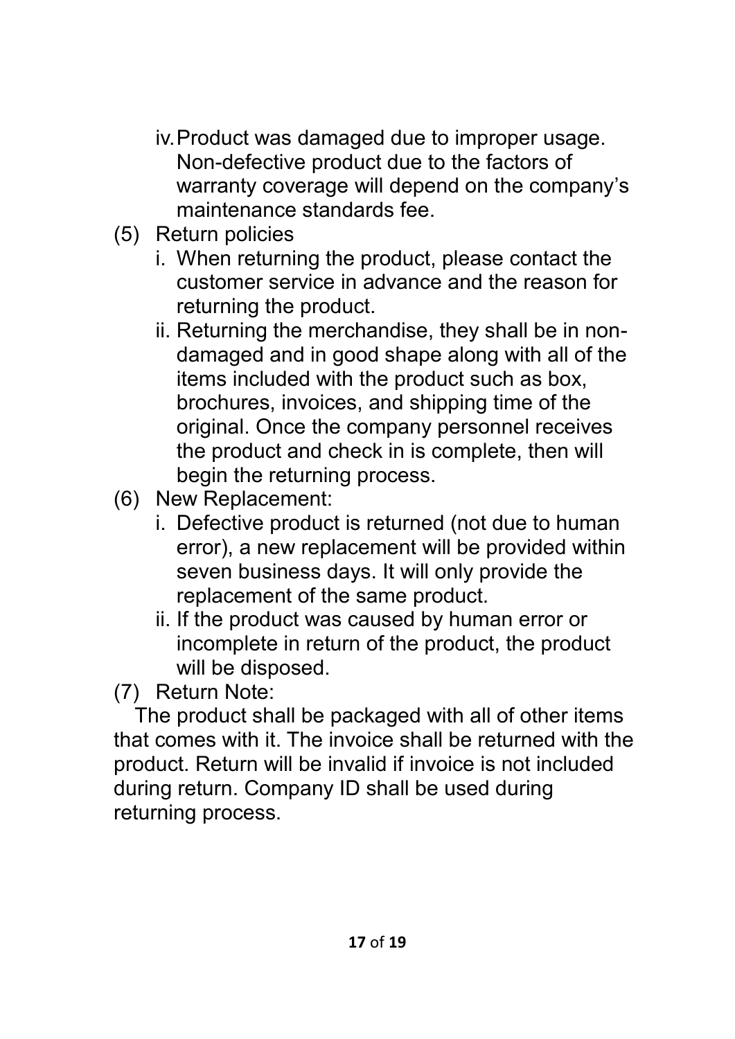iv. Product was damaged due to improper usage. Non-defective product due to the factors of warranty coverage will depend on the company's maintenance standards fee.

(5) Return policies

i. When returning the product, please contact the customer service in advance and the reason for returning the product.

ii. Returning the merchandise, they shall be in non-damaged and in good shape along with all of the items included with the product such as box, brochures, invoices, and shipping time of the original. Once the company personnel receives the product and check in is complete, then will begin the returning process.

(6) New Replacement:

i. Defective product is returned (not due to human error), a new replacement will be provided within seven business days. It will only provide the replacement of the same product.

ii. If the product was caused by human error or incomplete in return of the product, the product will be disposed.

(7) Return Note:

The product shall be packaged with all of other items that comes with it. The invoice shall be returned with the product. Return will be invalid if invoice is not included during return. Company ID shall be used during returning process.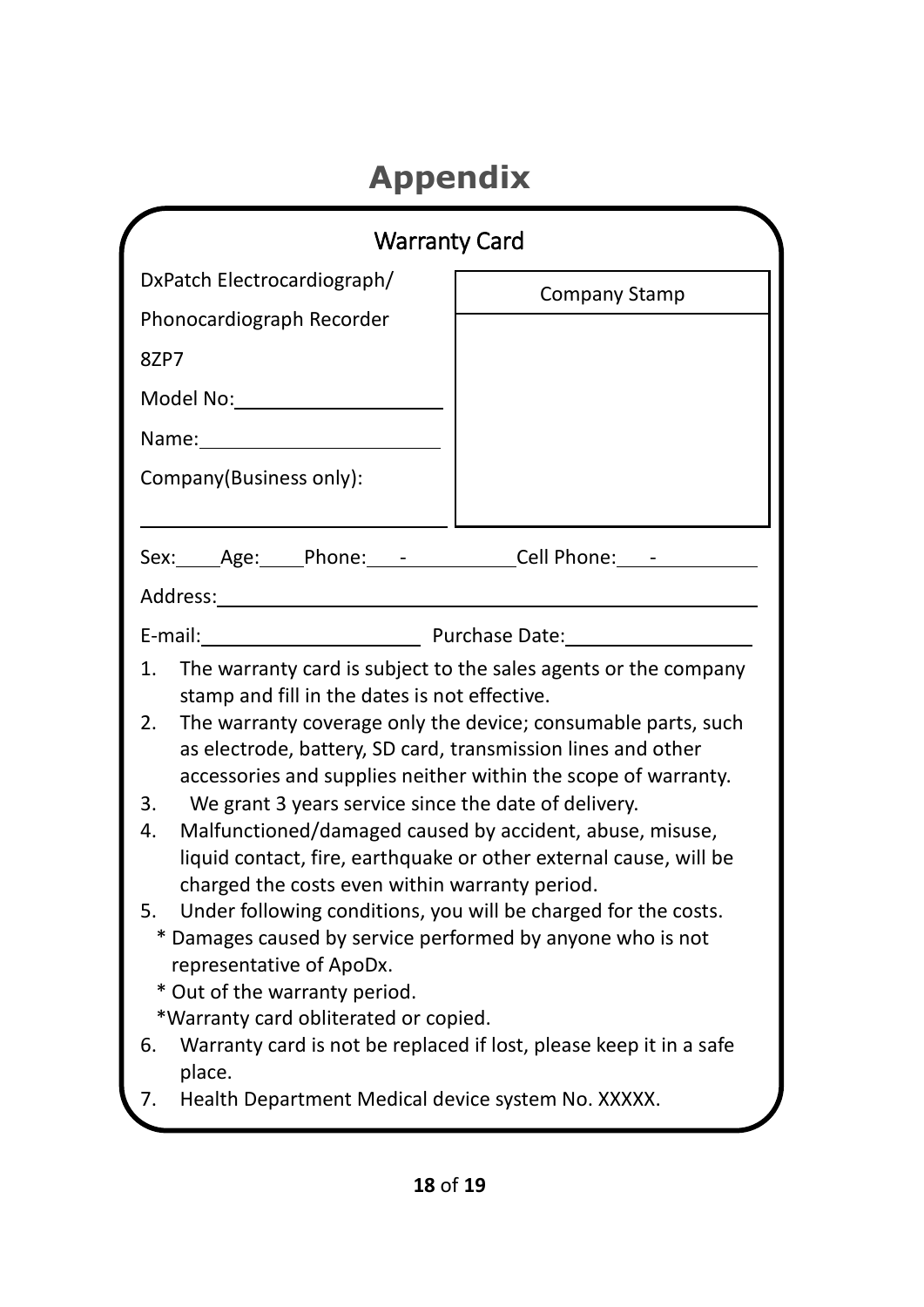# Appendix

## Warranty Card

DxPatch Electrocardiograph/

Phonocardiograph Recorder

8ZP7

Model No:\_\_\_\_\_\_\_\_\_\_\_\_\_\_\_\_\_\_\_\_

Name:\_\_\_\_\_\_\_\_\_\_\_\_\_\_\_\_\_\_\_\_

Company(Business only):

\_\_\_\_\_\_\_\_\_\_\_\_\_\_\_\_\_\_\_\_\_\_\_\_\_\_\_\_

| Company Stamp |
|---|
| |

Sex:\_\_\_\_ Age:\_\_\_\_ Phone:\_\_\_-\_\_\_\_\_\_\_\_\_\_ Cell Phone:\_\_\_-\_\_\_\_\_\_\_\_\_\_

Address:\_\_\_\_\_\_\_\_\_\_\_\_\_\_\_\_\_\_\_\_\_\_\_\_\_\_\_\_\_\_\_\_\_\_\_\_\_\_\_\_\_\_\_\_\_\_\_\_

E-mail:\_\_\_\_\_\_\_\_\_\_\_\_\_\_\_\_\_\_\_\_ Purchase Date:\_\_\_\_\_\_\_\_\_\_\_\_\_\_\_\_\_

1. The warranty card is subject to the sales agents or the company stamp and fill in the dates is not effective.
2. The warranty coverage only the device; consumable parts, such as electrode, battery, SD card, transmission lines and other accessories and supplies neither within the scope of warranty.
3. We grant 3 years service since the date of delivery.
4. Malfunctioned/damaged caused by accident, abuse, misuse, liquid contact, fire, earthquake or other external cause, will be charged the costs even within warranty period.
5. Under following conditions, you will be charged for the costs.
   * Damages caused by service performed by anyone who is not representative of ApoDx.
   * Out of the warranty period.
   * Warranty card obliterated or copied.
6. Warranty card is not be replaced if lost, please keep it in a safe place.
7. Health Department Medical device system No. XXXXX.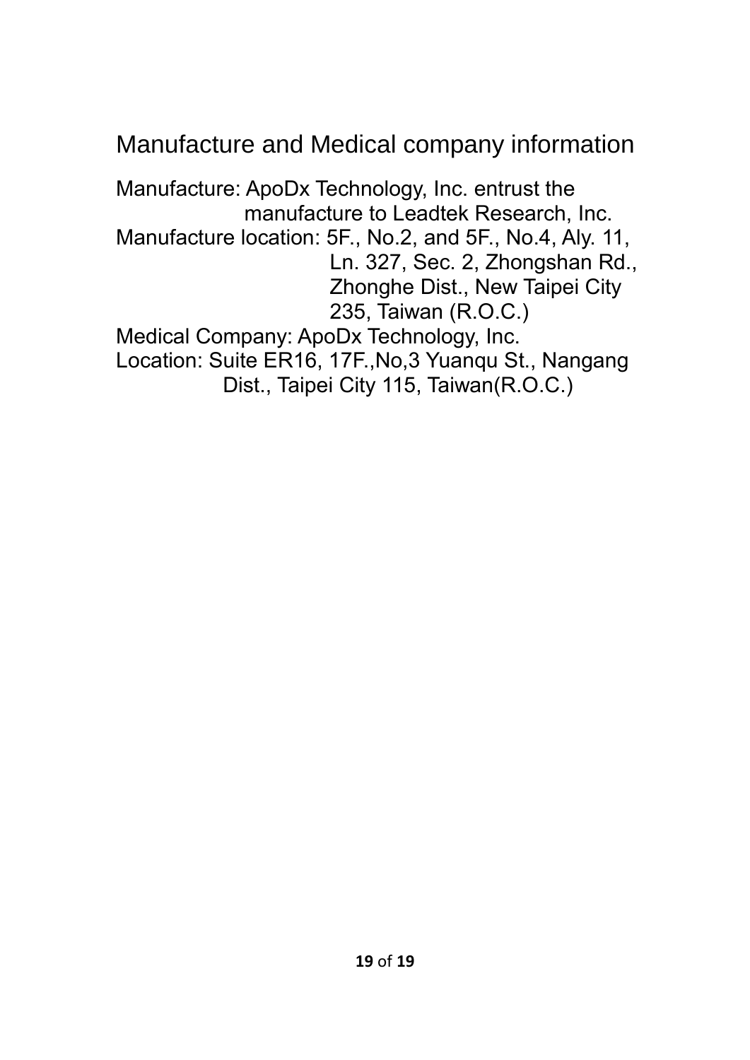## Manufacture and Medical company information

Manufacture: ApoDx Technology, Inc. entrust the manufacture to Leadtek Research, Inc.

Manufacture location: 5F., No.2, and 5F., No.4, Aly. 11, Ln. 327, Sec. 2, Zhongshan Rd., Zhonghe Dist., New Taipei City 235, Taiwan (R.O.C.)

Medical Company: ApoDx Technology, Inc.

Location: Suite ER16, 17F.,No,3 Yuanqu St., Nangang Dist., Taipei City 115, Taiwan(R.O.C.)